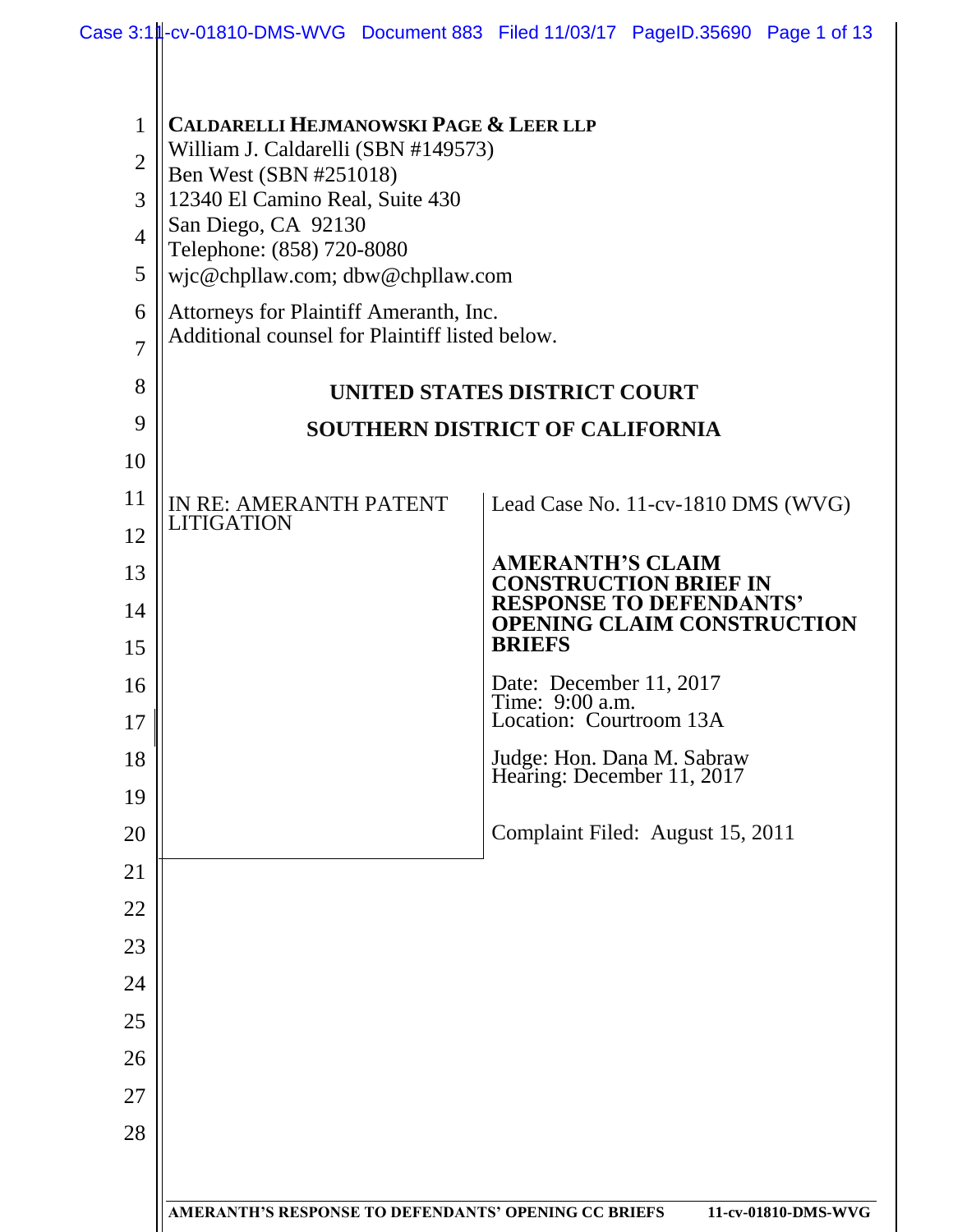**CALDARELLI HEJMANOWSKI PAGE & LEER LLP**
William J. Caldarelli (SBN #149573)
Ben West (SBN #251018)
12340 El Camino Real, Suite 430
San Diego, CA 92130
Telephone: (858) 720-8080
wjc@chpllaw.com; dbw@chpllaw.com

Attorneys for Plaintiff Ameranth, Inc.
Additional counsel for Plaintiff listed below.

## UNITED STATES DISTRICT COURT

## SOUTHERN DISTRICT OF CALIFORNIA

| | |
|---|---|
| IN RE: AMERANTH PATENT LITIGATION | Lead Case No. 11-cv-1810 DMS (WVG)<br><br>**AMERANTH'S CLAIM CONSTRUCTION BRIEF IN RESPONSE TO DEFENDANTS' OPENING CLAIM CONSTRUCTION BRIEFS**<br><br>Date: December 11, 2017<br>Time: 9:00 a.m.<br>Location: Courtroom 13A<br><br>Judge: Hon. Dana M. Sabraw<br>Hearing: December 11, 2017<br><br>Complaint Filed: August 15, 2011 |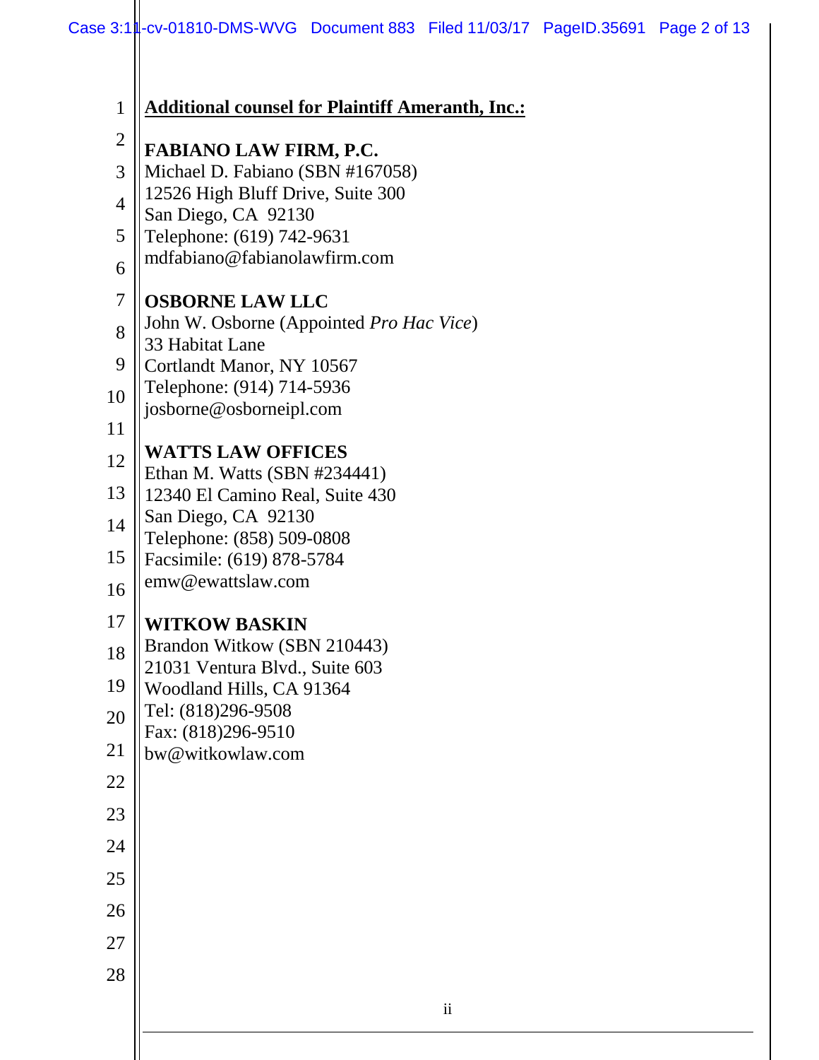**Additional counsel for Plaintiff Ameranth, Inc.:**

**FABIANO LAW FIRM, P.C.**
Michael D. Fabiano (SBN #167058)
12526 High Bluff Drive, Suite 300
San Diego, CA 92130
Telephone: (619) 742-9631
mdfabiano@fabianolawfirm.com

**OSBORNE LAW LLC**
John W. Osborne (Appointed *Pro Hac Vice*)
33 Habitat Lane
Cortlandt Manor, NY 10567
Telephone: (914) 714-5936
josborne@osborneipl.com

**WATTS LAW OFFICES**
Ethan M. Watts (SBN #234441)
12340 El Camino Real, Suite 430
San Diego, CA 92130
Telephone: (858) 509-0808
Facsimile: (619) 878-5784
emw@ewattslaw.com

**WITKOW BASKIN**
Brandon Witkow (SBN 210443)
21031 Ventura Blvd., Suite 603
Woodland Hills, CA 91364
Tel: (818)296-9508
Fax: (818)296-9510
bw@witkowlaw.com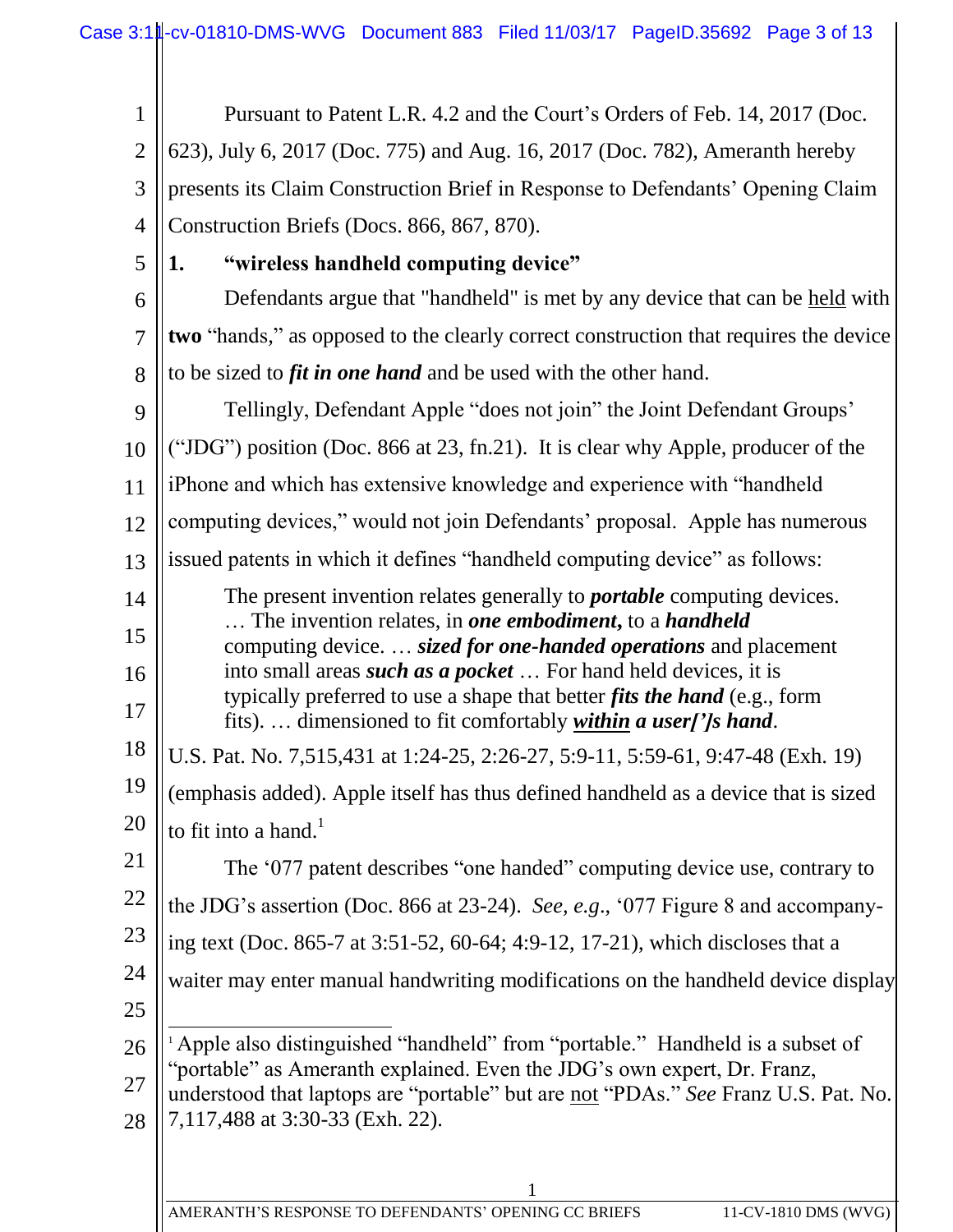Pursuant to Patent L.R. 4.2 and the Court's Orders of Feb. 14, 2017 (Doc. 623), July 6, 2017 (Doc. 775) and Aug. 16, 2017 (Doc. 782), Ameranth hereby presents its Claim Construction Brief in Response to Defendants' Opening Claim Construction Briefs (Docs. 866, 867, 870).

**1. "wireless handheld computing device"**

Defendants argue that "handheld" is met by any device that can be held with **two** "hands," as opposed to the clearly correct construction that requires the device to be sized to ***fit in one hand*** and be used with the other hand.

Tellingly, Defendant Apple "does not join" the Joint Defendant Groups' ("JDG") position (Doc. 866 at 23, fn.21). It is clear why Apple, producer of the iPhone and which has extensive knowledge and experience with "handheld computing devices," would not join Defendants' proposal. Apple has numerous issued patents in which it defines "handheld computing device" as follows:

> The present invention relates generally to ***portable*** computing devices. … The invention relates, in ***one embodiment,*** to a ***handheld*** computing device. … ***sized for one-handed operations*** and placement into small areas ***such as a pocket*** … For hand held devices, it is typically preferred to use a shape that better ***fits the hand*** (e.g., form fits). … dimensioned to fit comfortably ***within a user[']s hand***.

U.S. Pat. No. 7,515,431 at 1:24-25, 2:26-27, 5:9-11, 5:59-61, 9:47-48 (Exh. 19) (emphasis added). Apple itself has thus defined handheld as a device that is sized to fit into a hand.[1]

The '077 patent describes "one handed" computing device use, contrary to the JDG's assertion (Doc. 866 at 23-24). *See, e.g.*, '077 Figure 8 and accompanying text (Doc. 865-7 at 3:51-52, 60-64; 4:9-12, 17-21), which discloses that a waiter may enter manual handwriting modifications on the handheld device display

---

[1] Apple also distinguished "handheld" from "portable." Handheld is a subset of "portable" as Ameranth explained. Even the JDG's own expert, Dr. Franz, understood that laptops are "portable" but are not "PDAs." *See* Franz U.S. Pat. No. 7,117,488 at 3:30-33 (Exh. 22).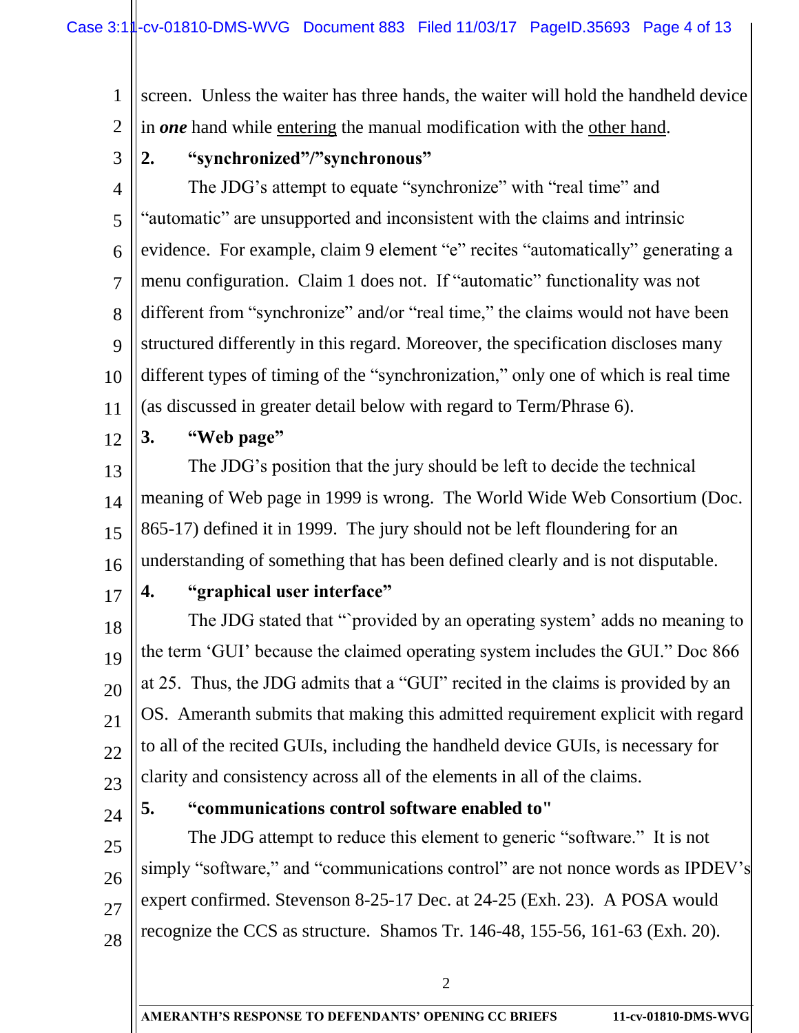screen. Unless the waiter has three hands, the waiter will hold the handheld device in ***one*** hand while <u>entering</u> the manual modification with the <u>other hand</u>.

**2. "synchronized"/"synchronous"**

The JDG's attempt to equate "synchronize" with "real time" and "automatic" are unsupported and inconsistent with the claims and intrinsic evidence. For example, claim 9 element "e" recites "automatically" generating a menu configuration. Claim 1 does not. If "automatic" functionality was not different from "synchronize" and/or "real time," the claims would not have been structured differently in this regard. Moreover, the specification discloses many different types of timing of the "synchronization," only one of which is real time (as discussed in greater detail below with regard to Term/Phrase 6).

**3. "Web page"**

The JDG's position that the jury should be left to decide the technical meaning of Web page in 1999 is wrong. The World Wide Web Consortium (Doc. 865-17) defined it in 1999. The jury should not be left floundering for an understanding of something that has been defined clearly and is not disputable.

**4. "graphical user interface"**

The JDG stated that "`provided by an operating system' adds no meaning to the term 'GUI' because the claimed operating system includes the GUI." Doc 866 at 25. Thus, the JDG admits that a "GUI" recited in the claims is provided by an OS. Ameranth submits that making this admitted requirement explicit with regard to all of the recited GUIs, including the handheld device GUIs, is necessary for clarity and consistency across all of the elements in all of the claims.

**5. "communications control software enabled to"**

The JDG attempt to reduce this element to generic "software." It is not simply "software," and "communications control" are not nonce words as IPDEV's expert confirmed. Stevenson 8-25-17 Dec. at 24-25 (Exh. 23). A POSA would recognize the CCS as structure. Shamos Tr. 146-48, 155-56, 161-63 (Exh. 20).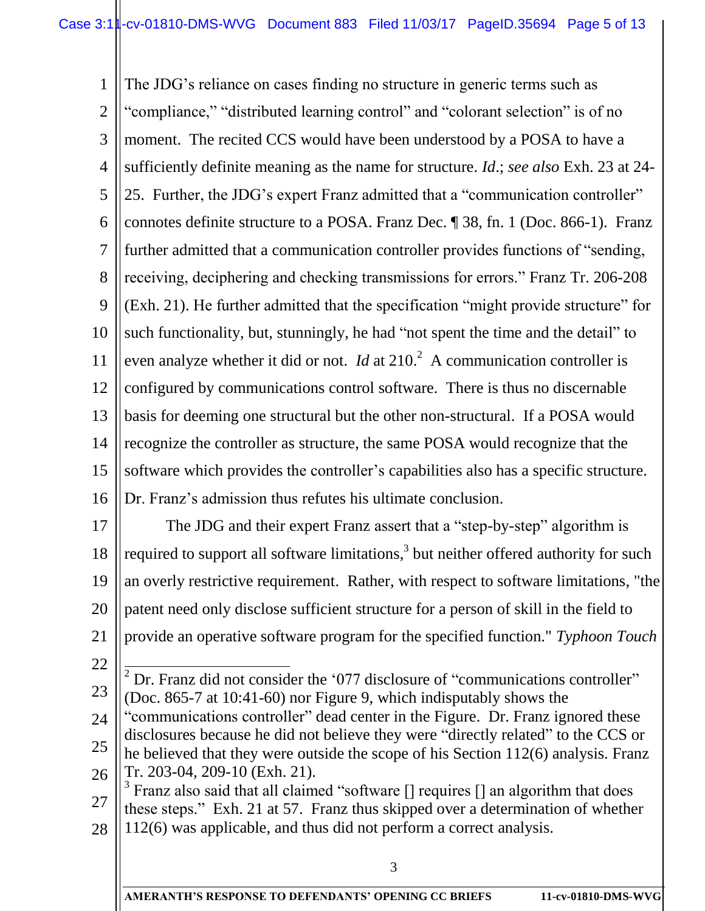The JDG's reliance on cases finding no structure in generic terms such as "compliance," "distributed learning control" and "colorant selection" is of no moment. The recited CCS would have been understood by a POSA to have a sufficiently definite meaning as the name for structure. *Id*.; *see also* Exh. 23 at 24-25. Further, the JDG's expert Franz admitted that a "communication controller" connotes definite structure to a POSA. Franz Dec. ¶ 38, fn. 1 (Doc. 866-1). Franz further admitted that a communication controller provides functions of "sending, receiving, deciphering and checking transmissions for errors." Franz Tr. 206-208 (Exh. 21). He further admitted that the specification "might provide structure" for such functionality, but, stunningly, he had "not spent the time and the detail" to even analyze whether it did or not. *Id* at 210.[2] A communication controller is configured by communications control software. There is thus no discernable basis for deeming one structural but the other non-structural. If a POSA would recognize the controller as structure, the same POSA would recognize that the software which provides the controller's capabilities also has a specific structure. Dr. Franz's admission thus refutes his ultimate conclusion.

The JDG and their expert Franz assert that a "step-by-step" algorithm is required to support all software limitations,[3] but neither offered authority for such an overly restrictive requirement. Rather, with respect to software limitations, "the patent need only disclose sufficient structure for a person of skill in the field to provide an operative software program for the specified function." *Typhoon Touch*

---

[2] Dr. Franz did not consider the '077 disclosure of "communications controller" (Doc. 865-7 at 10:41-60) nor Figure 9, which indisputably shows the "communications controller" dead center in the Figure. Dr. Franz ignored these disclosures because he did not believe they were "directly related" to the CCS or he believed that they were outside the scope of his Section 112(6) analysis. Franz Tr. 203-04, 209-10 (Exh. 21).

[3] Franz also said that all claimed "software [] requires [] an algorithm that does these steps." Exh. 21 at 57. Franz thus skipped over a determination of whether 112(6) was applicable, and thus did not perform a correct analysis.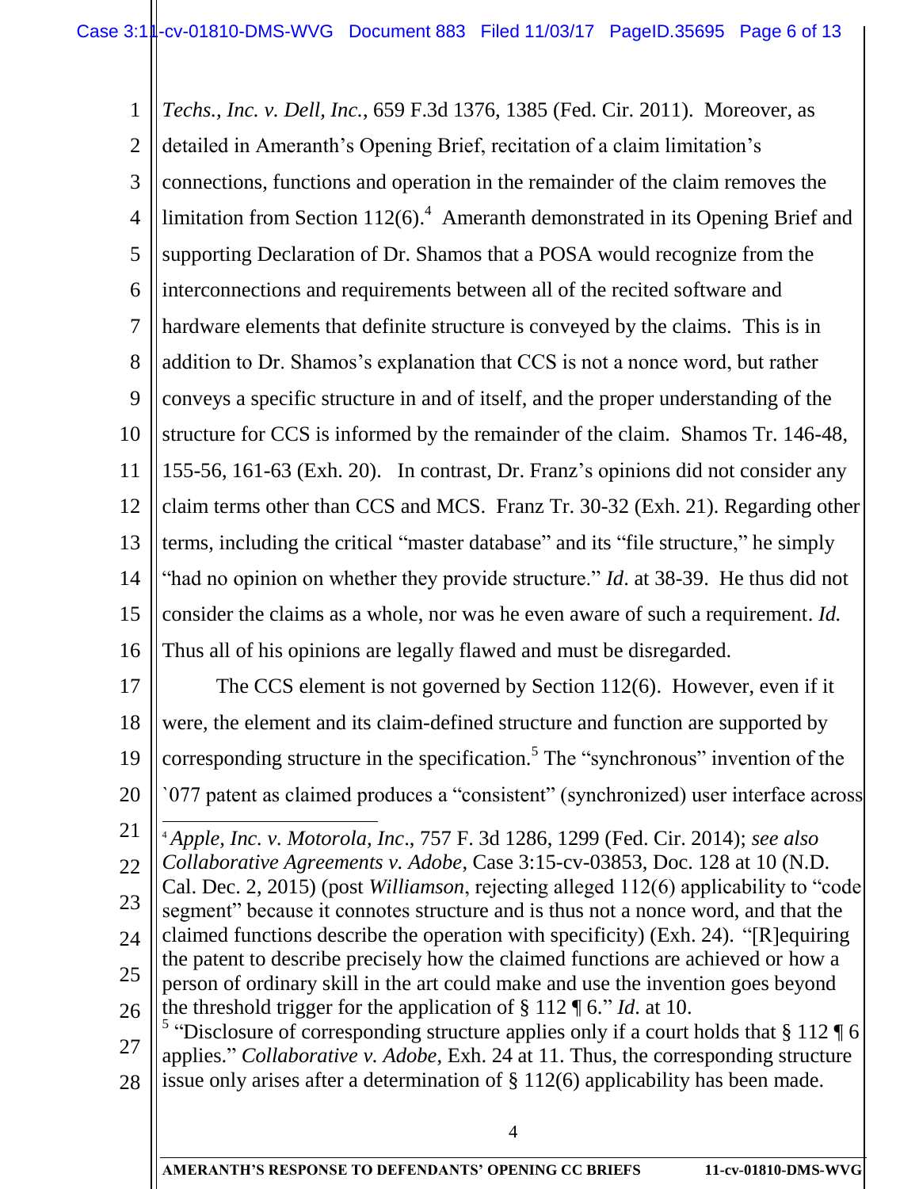*Techs., Inc. v. Dell, Inc.*, 659 F.3d 1376, 1385 (Fed. Cir. 2011). Moreover, as detailed in Ameranth's Opening Brief, recitation of a claim limitation's connections, functions and operation in the remainder of the claim removes the limitation from Section 112(6).[4] Ameranth demonstrated in its Opening Brief and supporting Declaration of Dr. Shamos that a POSA would recognize from the interconnections and requirements between all of the recited software and hardware elements that definite structure is conveyed by the claims. This is in addition to Dr. Shamos's explanation that CCS is not a nonce word, but rather conveys a specific structure in and of itself, and the proper understanding of the structure for CCS is informed by the remainder of the claim. Shamos Tr. 146-48, 155-56, 161-63 (Exh. 20). In contrast, Dr. Franz's opinions did not consider any claim terms other than CCS and MCS. Franz Tr. 30-32 (Exh. 21). Regarding other terms, including the critical "master database" and its "file structure," he simply "had no opinion on whether they provide structure." *Id*. at 38-39. He thus did not consider the claims as a whole, nor was he even aware of such a requirement. *Id.* Thus all of his opinions are legally flawed and must be disregarded.

The CCS element is not governed by Section 112(6). However, even if it were, the element and its claim-defined structure and function are supported by corresponding structure in the specification.[5] The "synchronous" invention of the `077 patent as claimed produces a "consistent" (synchronized) user interface across

---

[4] *Apple, Inc. v. Motorola, Inc*., 757 F. 3d 1286, 1299 (Fed. Cir. 2014); *see also Collaborative Agreements v. Adobe*, Case 3:15-cv-03853, Doc. 128 at 10 (N.D. Cal. Dec. 2, 2015) (post *Williamson*, rejecting alleged 112(6) applicability to "code segment" because it connotes structure and is thus not a nonce word, and that the claimed functions describe the operation with specificity) (Exh. 24). "[R]equiring the patent to describe precisely how the claimed functions are achieved or how a person of ordinary skill in the art could make and use the invention goes beyond the threshold trigger for the application of § 112 ¶ 6." *Id.* at 10.

[5] "Disclosure of corresponding structure applies only if a court holds that § 112 ¶ 6 applies." *Collaborative v. Adobe*, Exh. 24 at 11. Thus, the corresponding structure issue only arises after a determination of § 112(6) applicability has been made.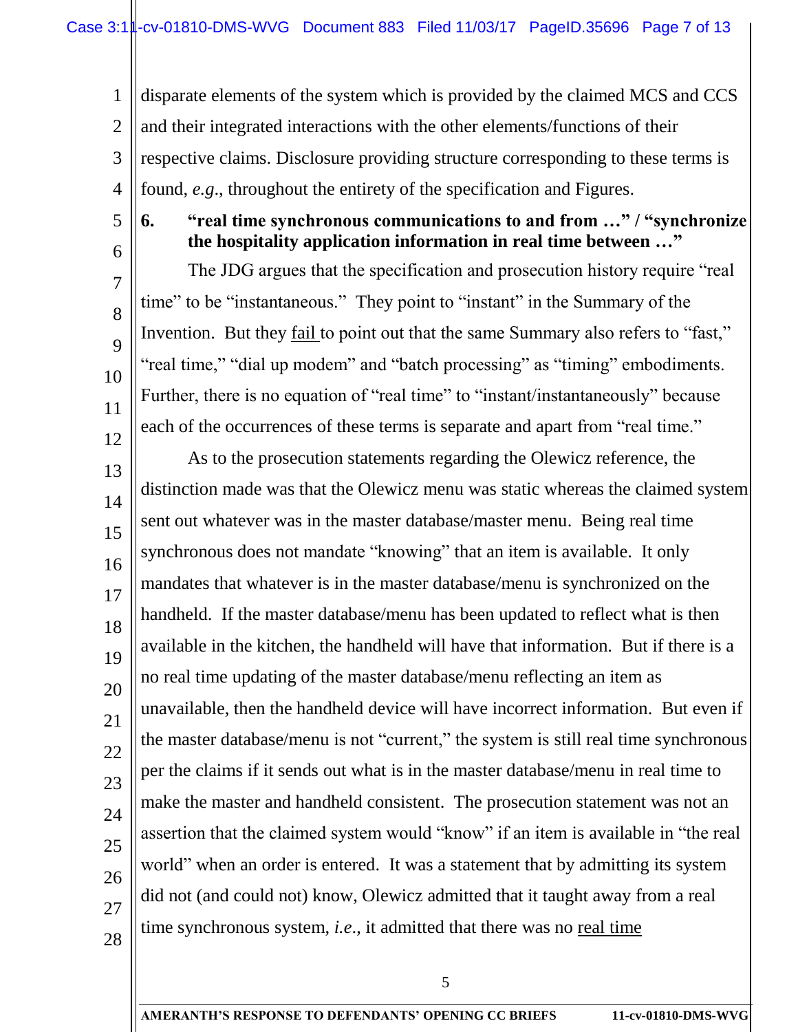disparate elements of the system which is provided by the claimed MCS and CCS and their integrated interactions with the other elements/functions of their respective claims. Disclosure providing structure corresponding to these terms is found, *e.g*., throughout the entirety of the specification and Figures.

**6. "real time synchronous communications to and from …" / "synchronize the hospitality application information in real time between …"**

The JDG argues that the specification and prosecution history require "real time" to be "instantaneous." They point to "instant" in the Summary of the Invention. But they fail to point out that the same Summary also refers to "fast," "real time," "dial up modem" and "batch processing" as "timing" embodiments. Further, there is no equation of "real time" to "instant/instantaneously" because each of the occurrences of these terms is separate and apart from "real time."

As to the prosecution statements regarding the Olewicz reference, the distinction made was that the Olewicz menu was static whereas the claimed system sent out whatever was in the master database/master menu. Being real time synchronous does not mandate "knowing" that an item is available. It only mandates that whatever is in the master database/menu is synchronized on the handheld. If the master database/menu has been updated to reflect what is then available in the kitchen, the handheld will have that information. But if there is a no real time updating of the master database/menu reflecting an item as unavailable, then the handheld device will have incorrect information. But even if the master database/menu is not "current," the system is still real time synchronous per the claims if it sends out what is in the master database/menu in real time to make the master and handheld consistent. The prosecution statement was not an assertion that the claimed system would "know" if an item is available in "the real world" when an order is entered. It was a statement that by admitting its system did not (and could not) know, Olewicz admitted that it taught away from a real time synchronous system, *i.e*., it admitted that there was no real time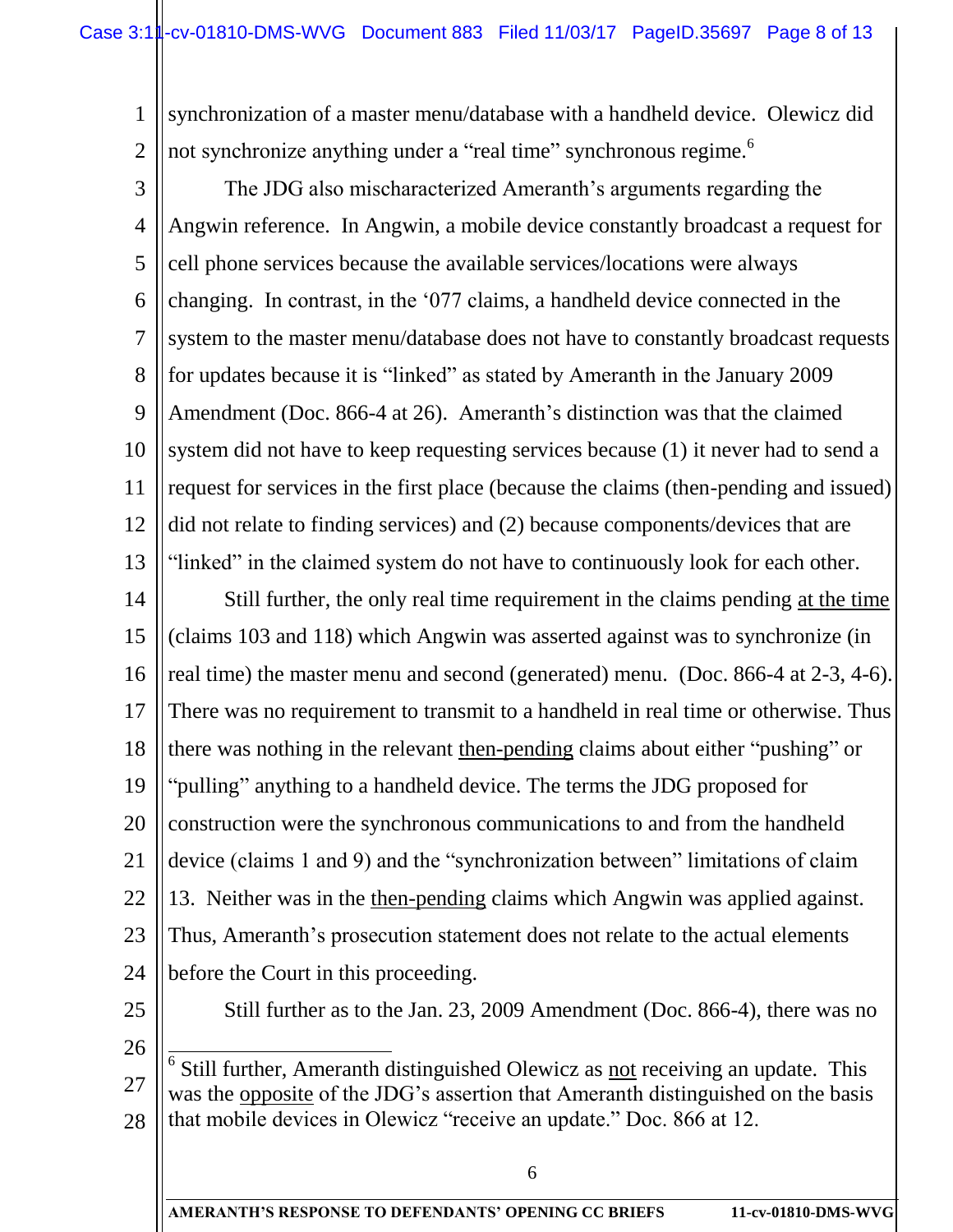synchronization of a master menu/database with a handheld device. Olewicz did not synchronize anything under a "real time" synchronous regime.[6]

The JDG also mischaracterized Ameranth's arguments regarding the Angwin reference. In Angwin, a mobile device constantly broadcast a request for cell phone services because the available services/locations were always changing. In contrast, in the '077 claims, a handheld device connected in the system to the master menu/database does not have to constantly broadcast requests for updates because it is "linked" as stated by Ameranth in the January 2009 Amendment (Doc. 866-4 at 26). Ameranth's distinction was that the claimed system did not have to keep requesting services because (1) it never had to send a request for services in the first place (because the claims (then-pending and issued) did not relate to finding services) and (2) because components/devices that are "linked" in the claimed system do not have to continuously look for each other.

Still further, the only real time requirement in the claims pending at the time (claims 103 and 118) which Angwin was asserted against was to synchronize (in real time) the master menu and second (generated) menu. (Doc. 866-4 at 2-3, 4-6). There was no requirement to transmit to a handheld in real time or otherwise. Thus there was nothing in the relevant then-pending claims about either "pushing" or "pulling" anything to a handheld device. The terms the JDG proposed for construction were the synchronous communications to and from the handheld device (claims 1 and 9) and the "synchronization between" limitations of claim 13. Neither was in the then-pending claims which Angwin was applied against. Thus, Ameranth's prosecution statement does not relate to the actual elements before the Court in this proceeding.

Still further as to the Jan. 23, 2009 Amendment (Doc. 866-4), there was no

---

[6] Still further, Ameranth distinguished Olewicz as not receiving an update. This was the opposite of the JDG's assertion that Ameranth distinguished on the basis that mobile devices in Olewicz "receive an update." Doc. 866 at 12.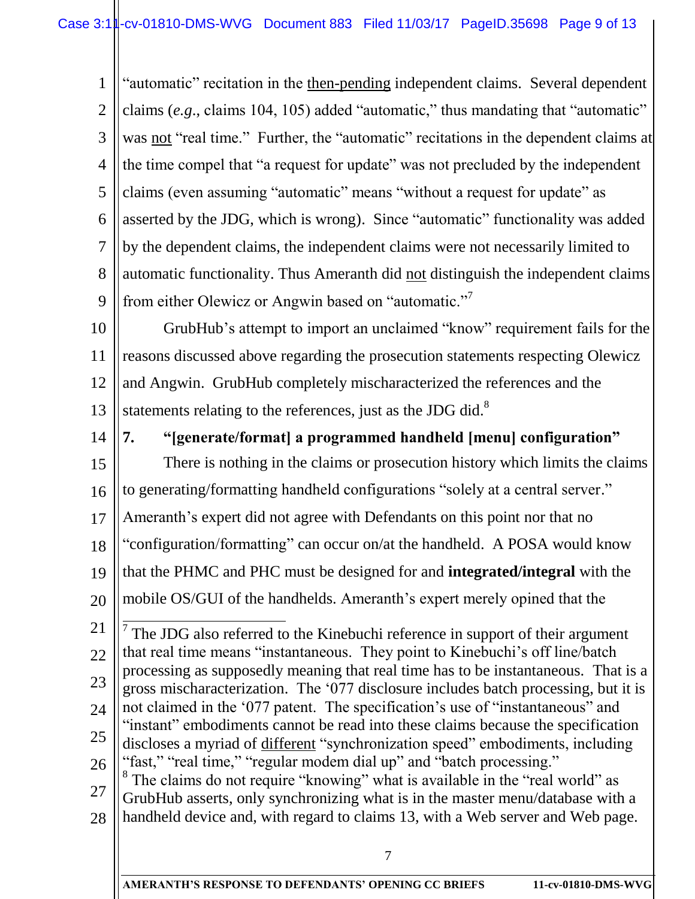"automatic" recitation in the then-pending independent claims. Several dependent claims (*e.g.*, claims 104, 105) added "automatic," thus mandating that "automatic" was not "real time." Further, the "automatic" recitations in the dependent claims at the time compel that "a request for update" was not precluded by the independent claims (even assuming "automatic" means "without a request for update" as asserted by the JDG, which is wrong). Since "automatic" functionality was added by the dependent claims, the independent claims were not necessarily limited to automatic functionality. Thus Ameranth did not distinguish the independent claims from either Olewicz or Angwin based on "automatic."[7]

GrubHub's attempt to import an unclaimed "know" requirement fails for the reasons discussed above regarding the prosecution statements respecting Olewicz and Angwin. GrubHub completely mischaracterized the references and the statements relating to the references, just as the JDG did.[8]

**7. "[generate/format] a programmed handheld [menu] configuration"**

There is nothing in the claims or prosecution history which limits the claims to generating/formatting handheld configurations "solely at a central server." Ameranth's expert did not agree with Defendants on this point nor that no "configuration/formatting" can occur on/at the handheld. A POSA would know that the PHMC and PHC must be designed for and **integrated/integral** with the mobile OS/GUI of the handhelds. Ameranth's expert merely opined that the

---

[7] The JDG also referred to the Kinebuchi reference in support of their argument that real time means "instantaneous. They point to Kinebuchi's off line/batch processing as supposedly meaning that real time has to be instantaneous. That is a gross mischaracterization. The '077 disclosure includes batch processing, but it is not claimed in the '077 patent. The specification's use of "instantaneous" and "instant" embodiments cannot be read into these claims because the specification discloses a myriad of different "synchronization speed" embodiments, including "fast," "real time," "regular modem dial up" and "batch processing."

[8] The claims do not require "knowing" what is available in the "real world" as GrubHub asserts, only synchronizing what is in the master menu/database with a handheld device and, with regard to claims 13, with a Web server and Web page.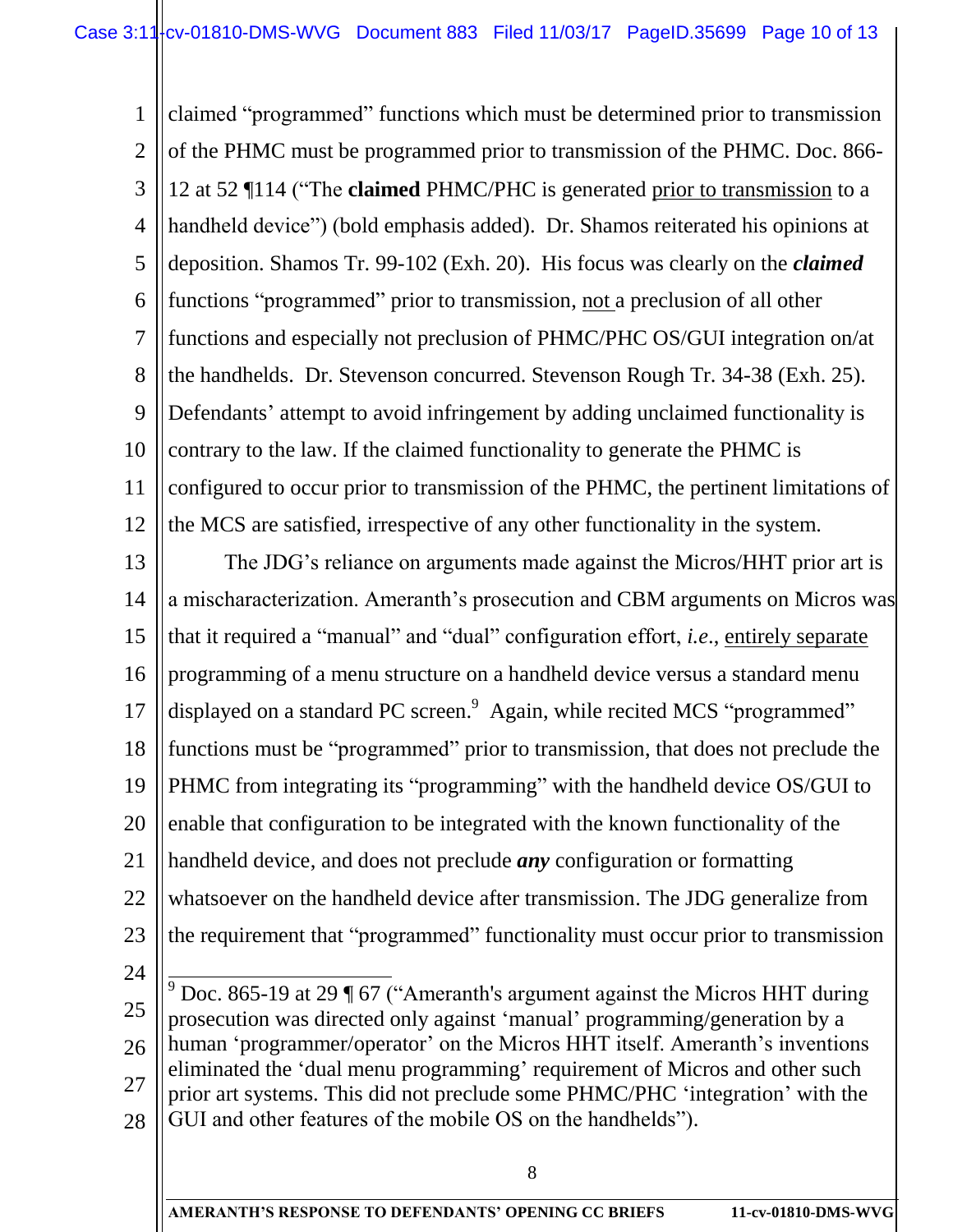claimed "programmed" functions which must be determined prior to transmission of the PHMC must be programmed prior to transmission of the PHMC. Doc. 866-12 at 52 ¶114 ("The **claimed** PHMC/PHC is generated <u>prior to transmission</u> to a handheld device") (bold emphasis added). Dr. Shamos reiterated his opinions at deposition. Shamos Tr. 99-102 (Exh. 20). His focus was clearly on the ***claimed*** functions "programmed" prior to transmission, <u>not</u> a preclusion of all other functions and especially not preclusion of PHMC/PHC OS/GUI integration on/at the handhelds. Dr. Stevenson concurred. Stevenson Rough Tr. 34-38 (Exh. 25). Defendants' attempt to avoid infringement by adding unclaimed functionality is contrary to the law. If the claimed functionality to generate the PHMC is configured to occur prior to transmission of the PHMC, the pertinent limitations of the MCS are satisfied, irrespective of any other functionality in the system.

The JDG's reliance on arguments made against the Micros/HHT prior art is a mischaracterization. Ameranth's prosecution and CBM arguments on Micros was that it required a "manual" and "dual" configuration effort, *i.e*., <u>entirely separate</u> programming of a menu structure on a handheld device versus a standard menu displayed on a standard PC screen.[9] Again, while recited MCS "programmed" functions must be "programmed" prior to transmission, that does not preclude the PHMC from integrating its "programming" with the handheld device OS/GUI to enable that configuration to be integrated with the known functionality of the handheld device, and does not preclude ***any*** configuration or formatting whatsoever on the handheld device after transmission. The JDG generalize from the requirement that "programmed" functionality must occur prior to transmission

---

[9] Doc. 865-19 at 29 ¶ 67 ("Ameranth's argument against the Micros HHT during prosecution was directed only against 'manual' programming/generation by a human 'programmer/operator' on the Micros HHT itself. Ameranth's inventions eliminated the 'dual menu programming' requirement of Micros and other such prior art systems. This did not preclude some PHMC/PHC 'integration' with the GUI and other features of the mobile OS on the handhelds").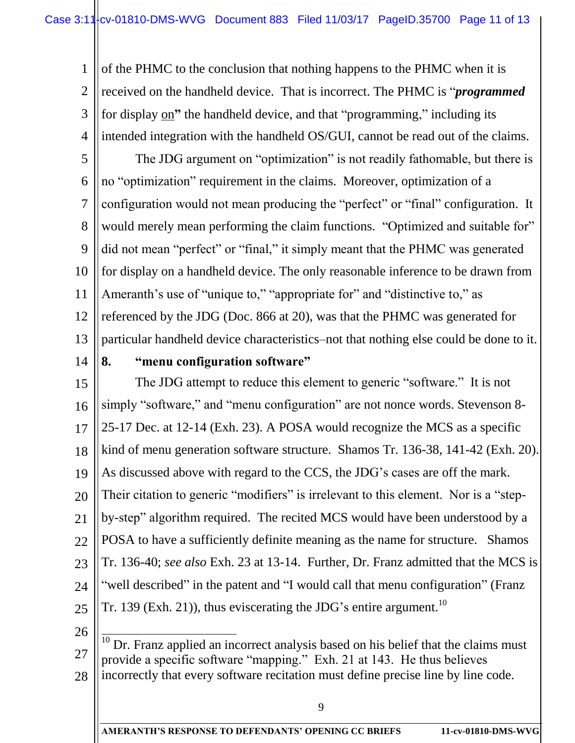of the PHMC to the conclusion that nothing happens to the PHMC when it is received on the handheld device. That is incorrect. The PHMC is "***programmed*** for display on**"** the handheld device, and that "programming," including its intended integration with the handheld OS/GUI, cannot be read out of the claims.

The JDG argument on "optimization" is not readily fathomable, but there is no "optimization" requirement in the claims. Moreover, optimization of a configuration would not mean producing the "perfect" or "final" configuration. It would merely mean performing the claim functions. "Optimized and suitable for" did not mean "perfect" or "final," it simply meant that the PHMC was generated for display on a handheld device. The only reasonable inference to be drawn from Ameranth's use of "unique to," "appropriate for" and "distinctive to," as referenced by the JDG (Doc. 866 at 20), was that the PHMC was generated for particular handheld device characteristics–not that nothing else could be done to it.

### 8. "menu configuration software"

The JDG attempt to reduce this element to generic "software." It is not simply "software," and "menu configuration" are not nonce words. Stevenson 8-25-17 Dec. at 12-14 (Exh. 23). A POSA would recognize the MCS as a specific kind of menu generation software structure. Shamos Tr. 136-38, 141-42 (Exh. 20). As discussed above with regard to the CCS, the JDG's cases are off the mark. Their citation to generic "modifiers" is irrelevant to this element. Nor is a "step-by-step" algorithm required. The recited MCS would have been understood by a POSA to have a sufficiently definite meaning as the name for structure. Shamos Tr. 136-40; *see also* Exh. 23 at 13-14. Further, Dr. Franz admitted that the MCS is "well described" in the patent and "I would call that menu configuration" (Franz Tr. 139 (Exh. 21)), thus eviscerating the JDG's entire argument.[10]

---

[10] Dr. Franz applied an incorrect analysis based on his belief that the claims must provide a specific software "mapping." Exh. 21 at 143. He thus believes incorrectly that every software recitation must define precise line by line code.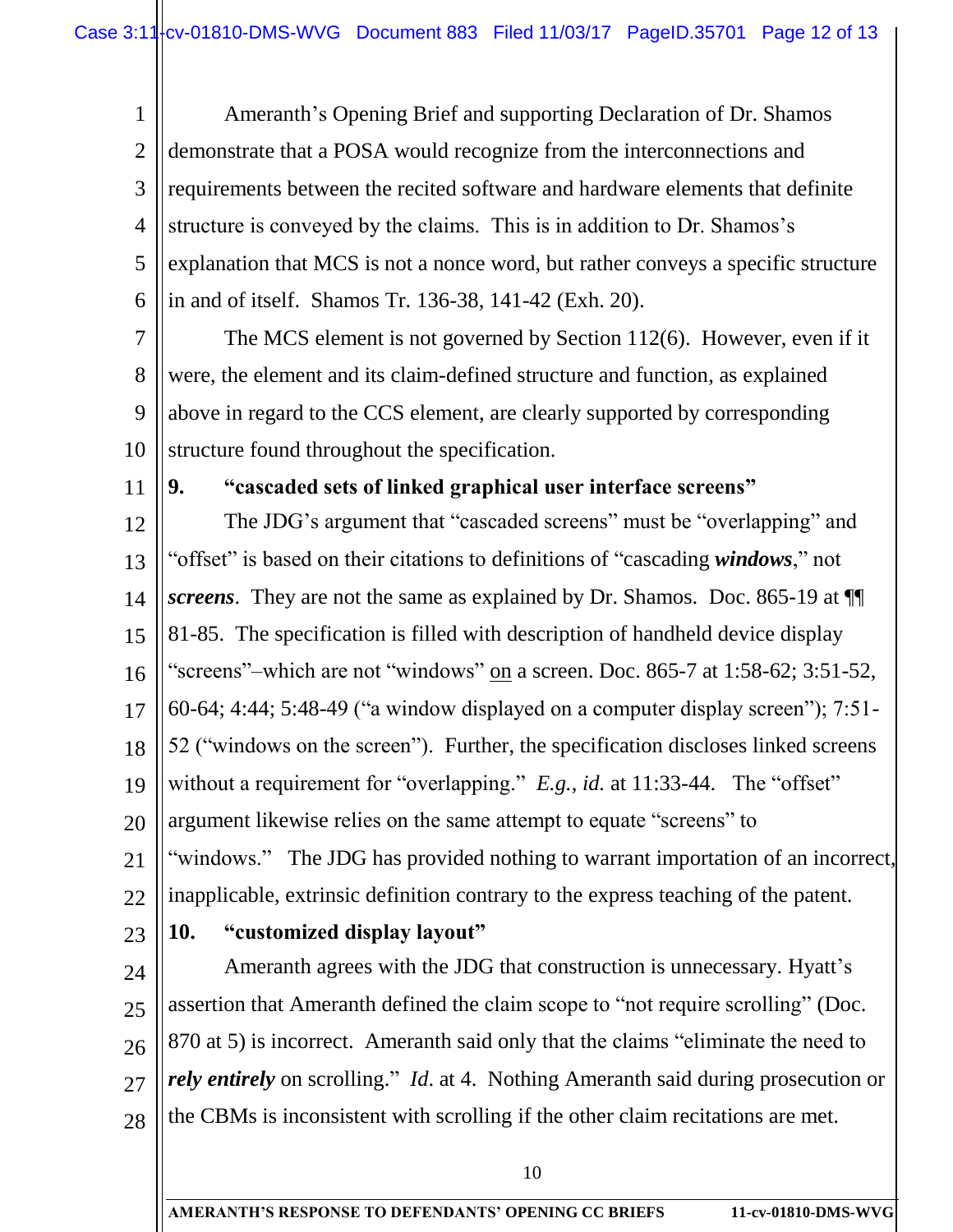Ameranth's Opening Brief and supporting Declaration of Dr. Shamos demonstrate that a POSA would recognize from the interconnections and requirements between the recited software and hardware elements that definite structure is conveyed by the claims. This is in addition to Dr. Shamos's explanation that MCS is not a nonce word, but rather conveys a specific structure in and of itself. Shamos Tr. 136-38, 141-42 (Exh. 20).

The MCS element is not governed by Section 112(6). However, even if it were, the element and its claim-defined structure and function, as explained above in regard to the CCS element, are clearly supported by corresponding structure found throughout the specification.

### 9. "cascaded sets of linked graphical user interface screens"

The JDG's argument that "cascaded screens" must be "overlapping" and "offset" is based on their citations to definitions of "cascading ***windows***," not ***screens***. They are not the same as explained by Dr. Shamos. Doc. 865-19 at ¶¶ 81-85. The specification is filled with description of handheld device display "screens"–which are not "windows" on a screen. Doc. 865-7 at 1:58-62; 3:51-52, 60-64; 4:44; 5:48-49 ("a window displayed on a computer display screen"); 7:51-52 ("windows on the screen"). Further, the specification discloses linked screens without a requirement for "overlapping." *E.g., id.* at 11:33-44. The "offset" argument likewise relies on the same attempt to equate "screens" to "windows." The JDG has provided nothing to warrant importation of an incorrect, inapplicable, extrinsic definition contrary to the express teaching of the patent.

### 10. "customized display layout"

Ameranth agrees with the JDG that construction is unnecessary. Hyatt's assertion that Ameranth defined the claim scope to "not require scrolling" (Doc. 870 at 5) is incorrect. Ameranth said only that the claims "eliminate the need to ***rely entirely*** on scrolling." *Id.* at 4. Nothing Ameranth said during prosecution or the CBMs is inconsistent with scrolling if the other claim recitations are met.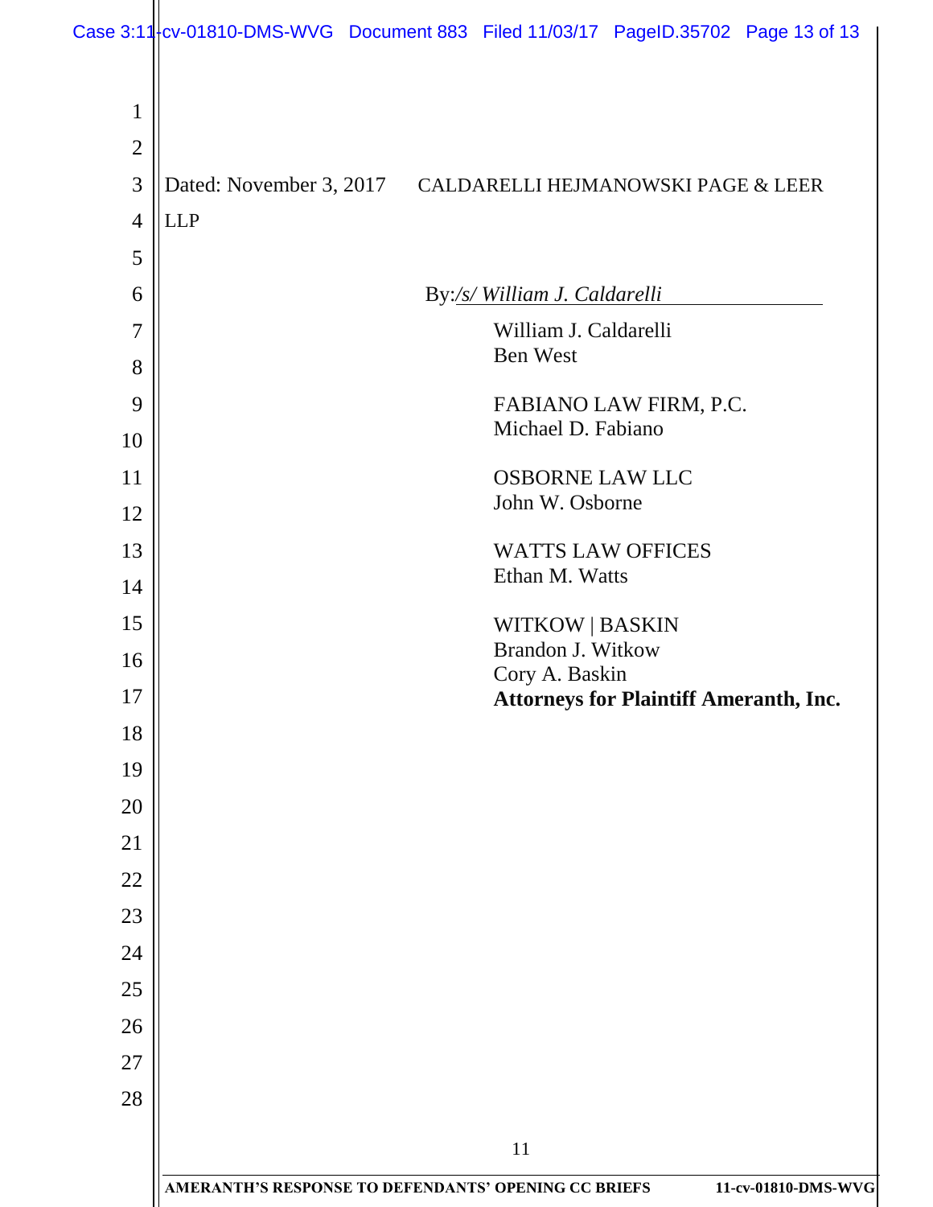Dated: November 3, 2017 CALDARELLI HEJMANOWSKI PAGE & LEER LLP

By: */s/ William J. Caldarelli*

William J. Caldarelli
Ben West

FABIANO LAW FIRM, P.C.
Michael D. Fabiano

OSBORNE LAW LLC
John W. Osborne

WATTS LAW OFFICES
Ethan M. Watts

WITKOW | BASKIN
Brandon J. Witkow
Cory A. Baskin
**Attorneys for Plaintiff Ameranth, Inc.**